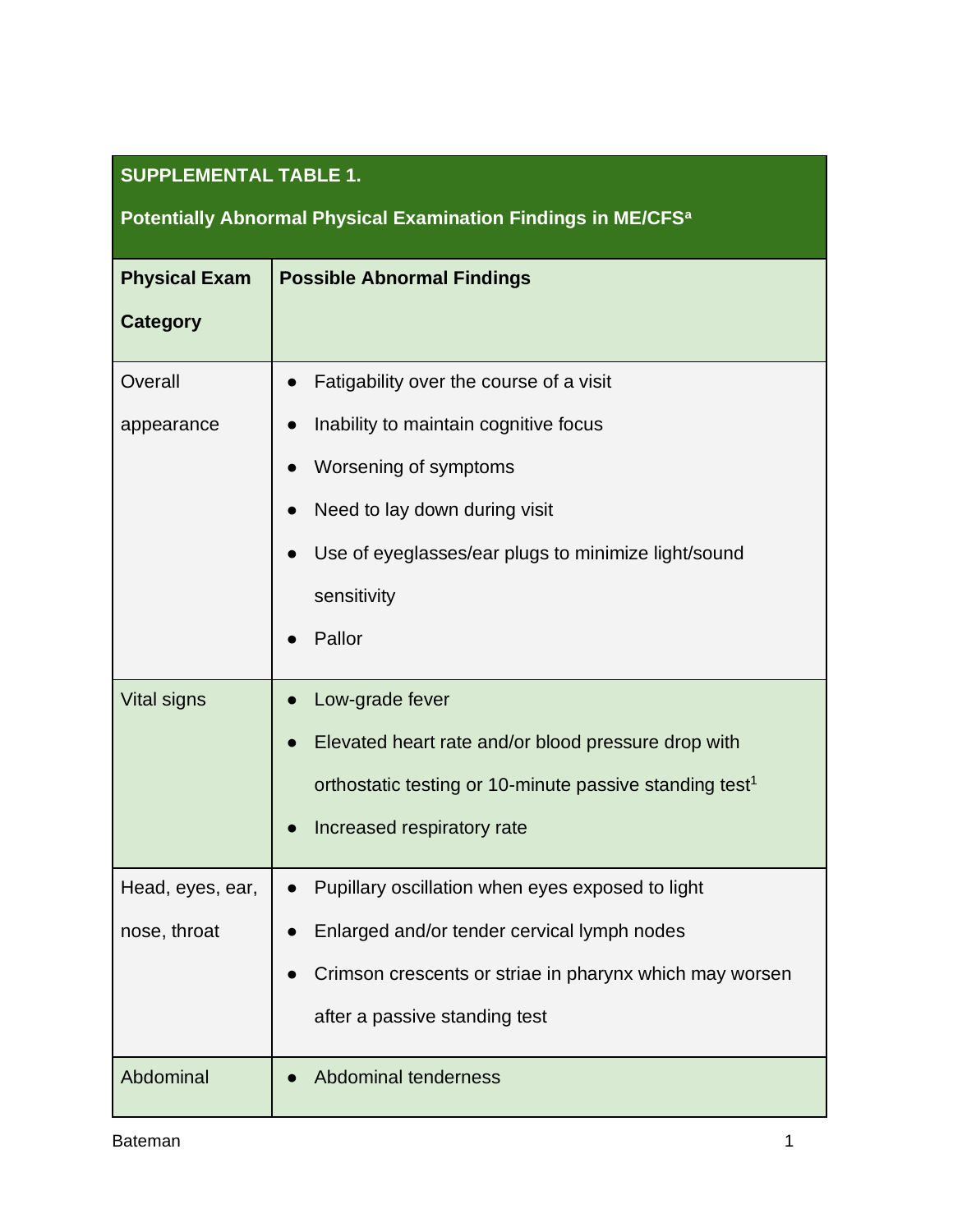**SUPPLEMENTAL TABLE 1.**

**Potentially Abnormal Physical Examination Findings in ME/CFS[a]**

| Physical Exam Category | Possible Abnormal Findings |
|---|---|
| Overall appearance | • Fatigability over the course of a visit<br>• Inability to maintain cognitive focus<br>• Worsening of symptoms<br>• Need to lay down during visit<br>• Use of eyeglasses/ear plugs to minimize light/sound sensitivity<br>• Pallor |
| Vital signs | • Low-grade fever<br>• Elevated heart rate and/or blood pressure drop with orthostatic testing or 10-minute passive standing test[1]<br>• Increased respiratory rate |
| Head, eyes, ear, nose, throat | • Pupillary oscillation when eyes exposed to light<br>• Enlarged and/or tender cervical lymph nodes<br>• Crimson crescents or striae in pharynx which may worsen after a passive standing test |
| Abdominal | • Abdominal tenderness |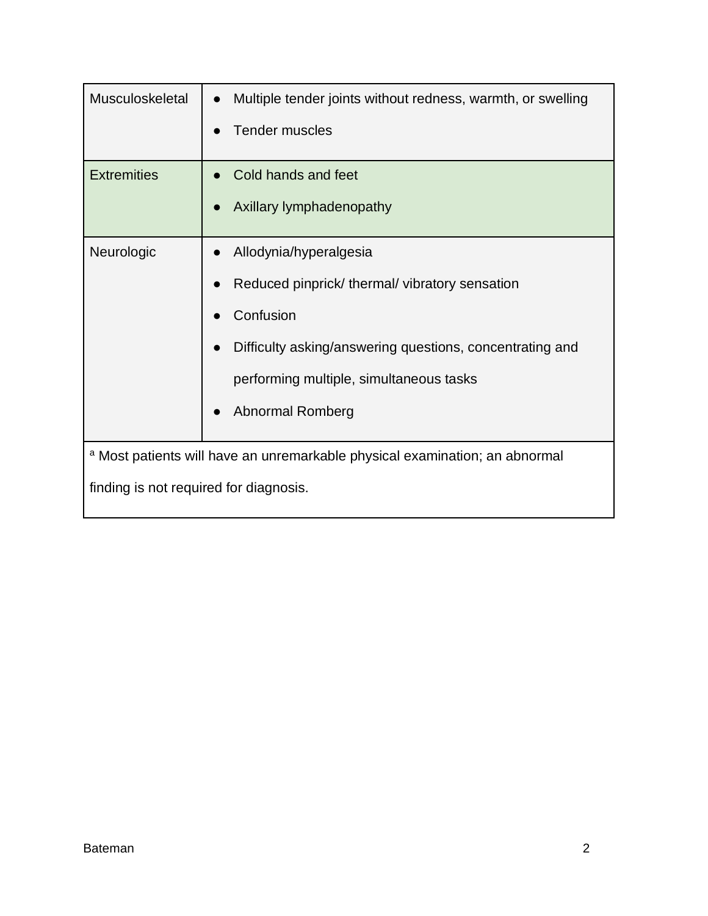| | |
|---|---|
| Musculoskeletal | • Multiple tender joints without redness, warmth, or swelling<br>• Tender muscles |
| Extremities | • Cold hands and feet<br>• Axillary lymphadenopathy |
| Neurologic | • Allodynia/hyperalgesia<br>• Reduced pinprick/ thermal/ vibratory sensation<br>• Confusion<br>• Difficulty asking/answering questions, concentrating and performing multiple, simultaneous tasks<br>• Abnormal Romberg |
| [a] Most patients will have an unremarkable physical examination; an abnormal finding is not required for diagnosis. | |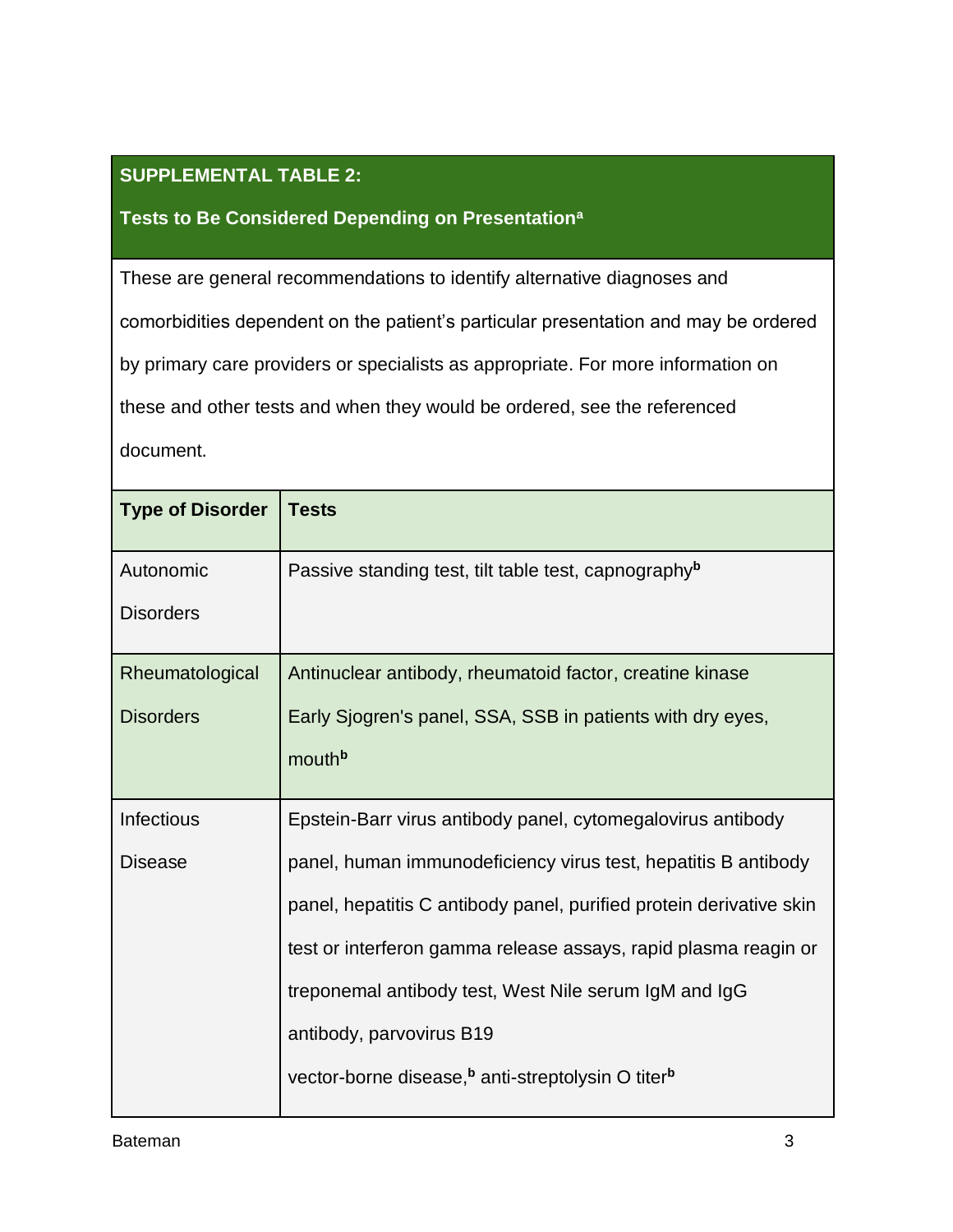**SUPPLEMENTAL TABLE 2:**

**Tests to Be Considered Depending on Presentation[a]**

These are general recommendations to identify alternative diagnoses and comorbidities dependent on the patient's particular presentation and may be ordered by primary care providers or specialists as appropriate. For more information on these and other tests and when they would be ordered, see the referenced document.

| Type of Disorder | Tests |
| --- | --- |
| Autonomic Disorders | Passive standing test, tilt table test, capnography[b] |
| Rheumatological Disorders | Antinuclear antibody, rheumatoid factor, creatine kinase<br>Early Sjogren's panel, SSA, SSB in patients with dry eyes, mouth[b] |
| Infectious Disease | Epstein-Barr virus antibody panel, cytomegalovirus antibody panel, human immunodeficiency virus test, hepatitis B antibody panel, hepatitis C antibody panel, purified protein derivative skin test or interferon gamma release assays, rapid plasma reagin or treponemal antibody test, West Nile serum IgM and IgG antibody, parvovirus B19<br>vector-borne disease,[b] anti-streptolysin O titer[b] |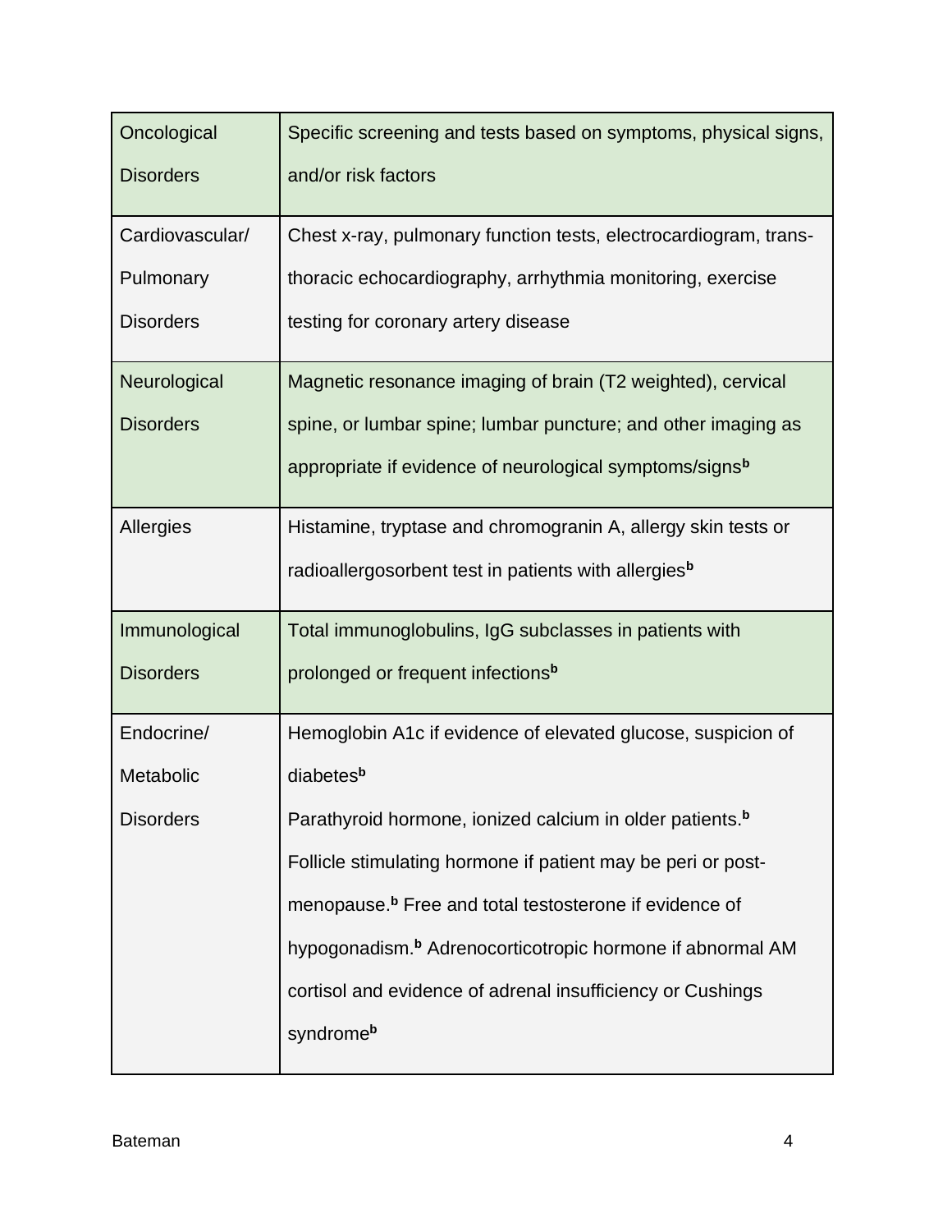| | |
|---|---|
| Oncological Disorders | Specific screening and tests based on symptoms, physical signs, and/or risk factors |
| Cardiovascular/ Pulmonary Disorders | Chest x-ray, pulmonary function tests, electrocardiogram, trans-thoracic echocardiography, arrhythmia monitoring, exercise testing for coronary artery disease |
| Neurological Disorders | Magnetic resonance imaging of brain (T2 weighted), cervical spine, or lumbar spine; lumbar puncture; and other imaging as appropriate if evidence of neurological symptoms/signs[b] |
| Allergies | Histamine, tryptase and chromogranin A, allergy skin tests or radioallergosorbent test in patients with allergies[b] |
| Immunological Disorders | Total immunoglobulins, IgG subclasses in patients with prolonged or frequent infections[b] |
| Endocrine/ Metabolic Disorders | Hemoglobin A1c if evidence of elevated glucose, suspicion of diabetes[b]<br>Parathyroid hormone, ionized calcium in older patients.[b] Follicle stimulating hormone if patient may be peri or post-menopause.[b] Free and total testosterone if evidence of hypogonadism.[b] Adrenocorticotropic hormone if abnormal AM cortisol and evidence of adrenal insufficiency or Cushings syndrome[b] |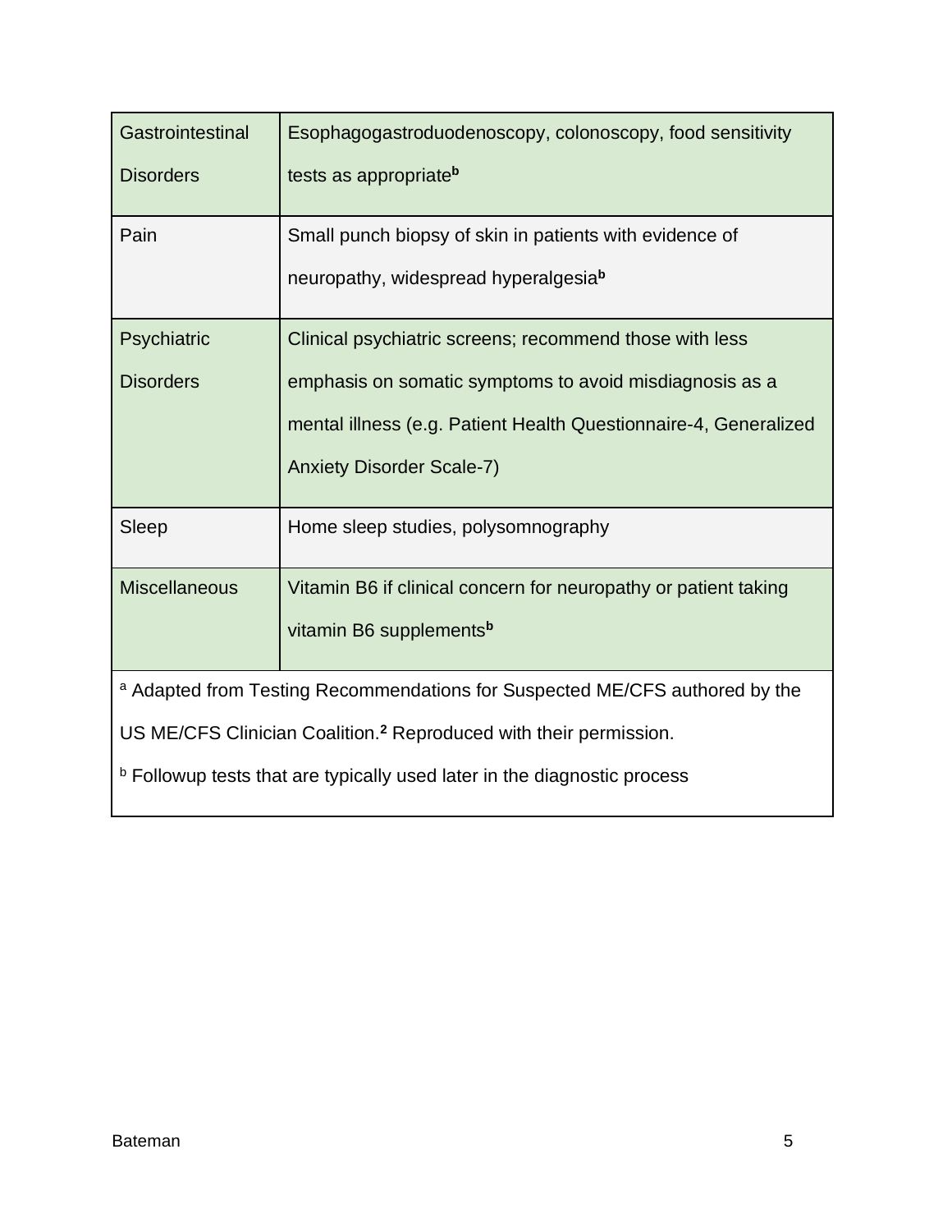| | |
|---|---|
| Gastrointestinal Disorders | Esophagogastroduodenoscopy, colonoscopy, food sensitivity tests as appropriate[b] |
| Pain | Small punch biopsy of skin in patients with evidence of neuropathy, widespread hyperalgesia[b] |
| Psychiatric Disorders | Clinical psychiatric screens; recommend those with less emphasis on somatic symptoms to avoid misdiagnosis as a mental illness (e.g. Patient Health Questionnaire-4, Generalized Anxiety Disorder Scale-7) |
| Sleep | Home sleep studies, polysomnography |
| Miscellaneous | Vitamin B6 if clinical concern for neuropathy or patient taking vitamin B6 supplements[b] |

[a] Adapted from Testing Recommendations for Suspected ME/CFS authored by the US ME/CFS Clinician Coalition.[2] Reproduced with their permission.

[b] Followup tests that are typically used later in the diagnostic process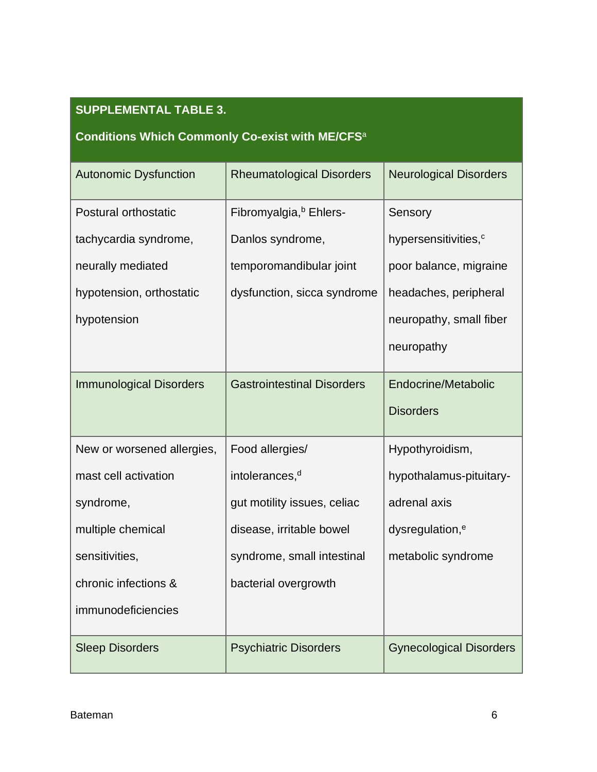**SUPPLEMENTAL TABLE 3.**

**Conditions Which Commonly Co-exist with ME/CFS[a]**

| Autonomic Dysfunction | Rheumatological Disorders | Neurological Disorders |
| --- | --- | --- |
| Postural orthostatic tachycardia syndrome, neurally mediated hypotension, orthostatic hypotension | Fibromyalgia,[b] Ehlers-Danlos syndrome, temporomandibular joint dysfunction, sicca syndrome | Sensory hypersensitivities,[c] poor balance, migraine headaches, peripheral neuropathy, small fiber neuropathy |
| **Immunological Disorders** | **Gastrointestinal Disorders** | **Endocrine/Metabolic Disorders** |
| New or worsened allergies, mast cell activation syndrome, multiple chemical sensitivities, chronic infections & immunodeficiencies | Food allergies/ intolerances,[d] gut motility issues, celiac disease, irritable bowel syndrome, small intestinal bacterial overgrowth | Hypothyroidism, hypothalamus-pituitary-adrenal axis dysregulation,[e] metabolic syndrome |
| **Sleep Disorders** | **Psychiatric Disorders** | **Gynecological Disorders** |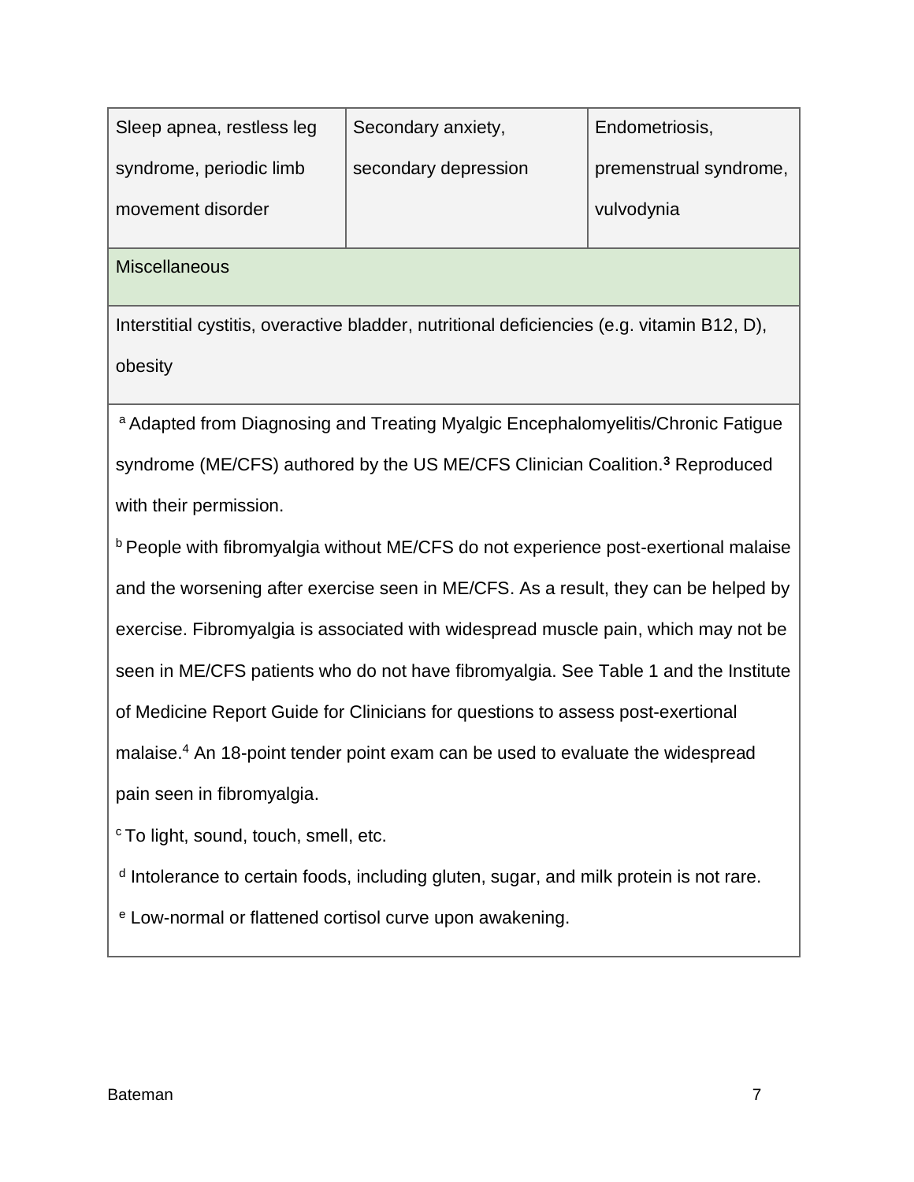| | | |
|---|---|---|
| Sleep apnea, restless leg syndrome, periodic limb movement disorder | Secondary anxiety, secondary depression | Endometriosis, premenstrual syndrome, vulvodynia |
| Miscellaneous | | |
| Interstitial cystitis, overactive bladder, nutritional deficiencies (e.g. vitamin B12, D), obesity | | |

[a] Adapted from Diagnosing and Treating Myalgic Encephalomyelitis/Chronic Fatigue syndrome (ME/CFS) authored by the US ME/CFS Clinician Coalition.[3] Reproduced with their permission.

[b] People with fibromyalgia without ME/CFS do not experience post-exertional malaise and the worsening after exercise seen in ME/CFS. As a result, they can be helped by exercise. Fibromyalgia is associated with widespread muscle pain, which may not be seen in ME/CFS patients who do not have fibromyalgia. See Table 1 and the Institute of Medicine Report Guide for Clinicians for questions to assess post-exertional malaise.[4] An 18-point tender point exam can be used to evaluate the widespread pain seen in fibromyalgia.

[c] To light, sound, touch, smell, etc.

[d] Intolerance to certain foods, including gluten, sugar, and milk protein is not rare.

[e] Low-normal or flattened cortisol curve upon awakening.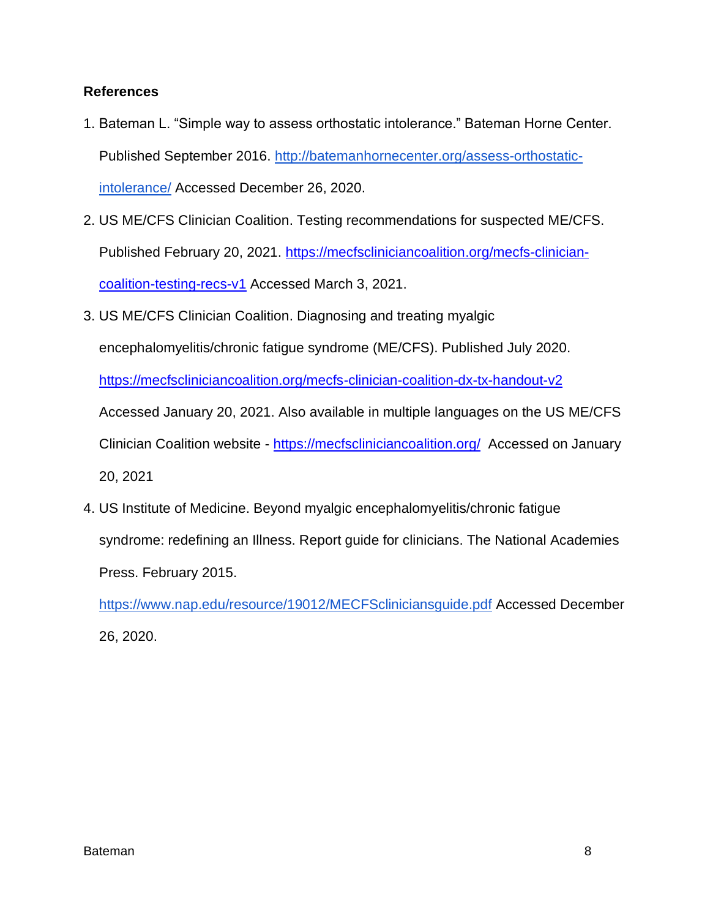**References**

1. Bateman L. "Simple way to assess orthostatic intolerance." Bateman Horne Center. Published September 2016. http://batemanhornecenter.org/assess-orthostatic-intolerance/ Accessed December 26, 2020.
2. US ME/CFS Clinician Coalition. Testing recommendations for suspected ME/CFS. Published February 20, 2021. https://mecfscliniciancoalition.org/mecfs-clinician-coalition-testing-recs-v1 Accessed March 3, 2021.
3. US ME/CFS Clinician Coalition. Diagnosing and treating myalgic encephalomyelitis/chronic fatigue syndrome (ME/CFS). Published July 2020. https://mecfscliniciancoalition.org/mecfs-clinician-coalition-dx-tx-handout-v2 Accessed January 20, 2021. Also available in multiple languages on the US ME/CFS Clinician Coalition website - https://mecfscliniciancoalition.org/ Accessed on January 20, 2021
4. US Institute of Medicine. Beyond myalgic encephalomyelitis/chronic fatigue syndrome: redefining an Illness. Report guide for clinicians. The National Academies Press. February 2015. https://www.nap.edu/resource/19012/MECFScliniciansguide.pdf Accessed December 26, 2020.